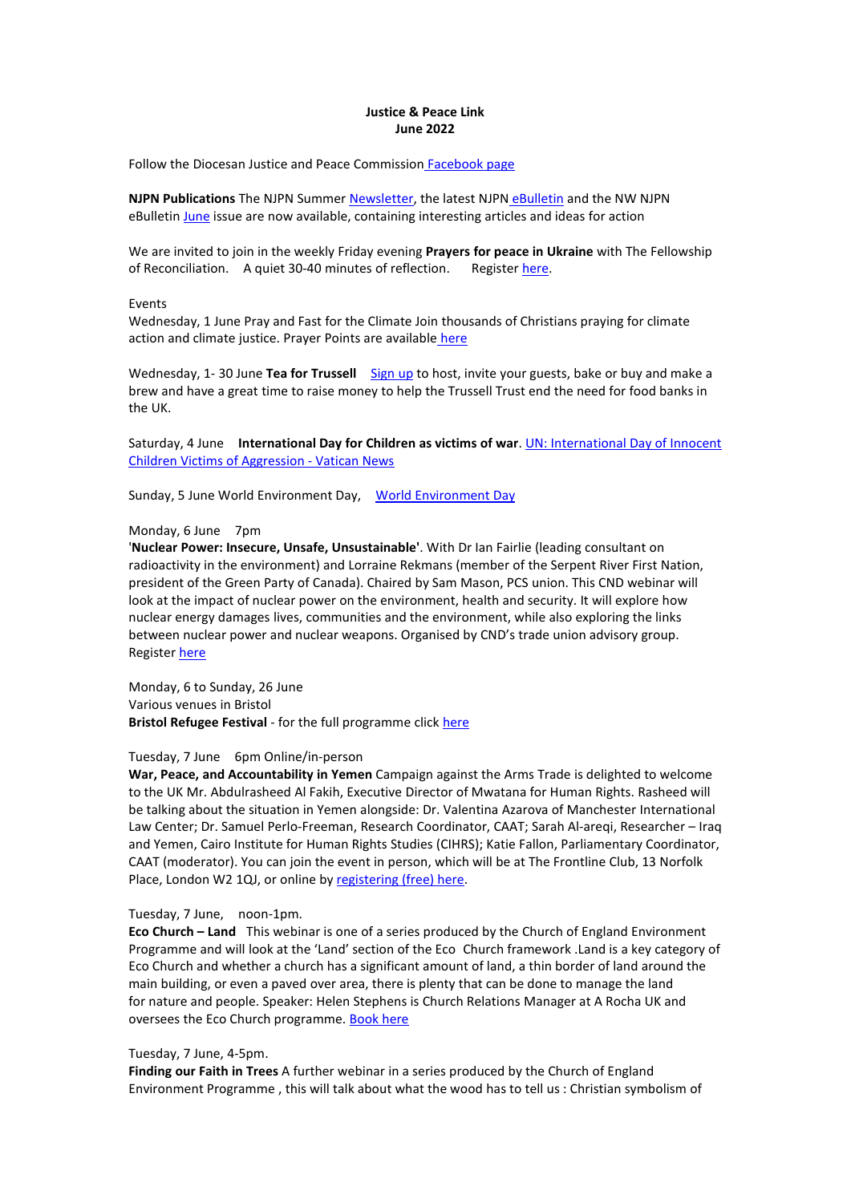**Justice & Peace Link**
**June 2022**

Follow the Diocesan Justice and Peace Commission Facebook page

**NJPN Publications** The NJPN Summer Newsletter, the latest NJPN eBulletin and the NW NJPN eBulletin June issue are now available, containing interesting articles and ideas for action

We are invited to join in the weekly Friday evening **Prayers for peace in Ukraine** with The Fellowship of Reconciliation. A quiet 30-40 minutes of reflection. Register here.

Events

Wednesday, 1 June Pray and Fast for the Climate Join thousands of Christians praying for climate action and climate justice. Prayer Points are available here

Wednesday, 1- 30 June **Tea for Trussell** Sign up to host, invite your guests, bake or buy and make a brew and have a great time to raise money to help the Trussell Trust end the need for food banks in the UK.

Saturday, 4 June **International Day for Children as victims of war**. UN: International Day of Innocent Children Victims of Aggression - Vatican News

Sunday, 5 June World Environment Day, World Environment Day

Monday, 6 June 7pm
'**Nuclear Power: Insecure, Unsafe, Unsustainable'**. With Dr Ian Fairlie (leading consultant on radioactivity in the environment) and Lorraine Rekmans (member of the Serpent River First Nation, president of the Green Party of Canada). Chaired by Sam Mason, PCS union. This CND webinar will look at the impact of nuclear power on the environment, health and security. It will explore how nuclear energy damages lives, communities and the environment, while also exploring the links between nuclear power and nuclear weapons. Organised by CND's trade union advisory group. Register here

Monday, 6 to Sunday, 26 June
Various venues in Bristol
**Bristol Refugee Festival** - for the full programme click here

Tuesday, 7 June 6pm Online/in-person
**War, Peace, and Accountability in Yemen** Campaign against the Arms Trade is delighted to welcome to the UK Mr. Abdulrasheed Al Fakih, Executive Director of Mwatana for Human Rights. Rasheed will be talking about the situation in Yemen alongside: Dr. Valentina Azarova of Manchester International Law Center; Dr. Samuel Perlo-Freeman, Research Coordinator, CAAT; Sarah Al-areqi, Researcher – Iraq and Yemen, Cairo Institute for Human Rights Studies (CIHRS); Katie Fallon, Parliamentary Coordinator, CAAT (moderator). You can join the event in person, which will be at The Frontline Club, 13 Norfolk Place, London W2 1QJ, or online by registering (free) here.

Tuesday, 7 June, noon-1pm.
**Eco Church – Land** This webinar is one of a series produced by the Church of England Environment Programme and will look at the 'Land' section of the Eco Church framework .Land is a key category of Eco Church and whether a church has a significant amount of land, a thin border of land around the main building, or even a paved over area, there is plenty that can be done to manage the land for nature and people. Speaker: Helen Stephens is Church Relations Manager at A Rocha UK and oversees the Eco Church programme. Book here

Tuesday, 7 June, 4-5pm.
**Finding our Faith in Trees** A further webinar in a series produced by the Church of England Environment Programme , this will talk about what the wood has to tell us : Christian symbolism of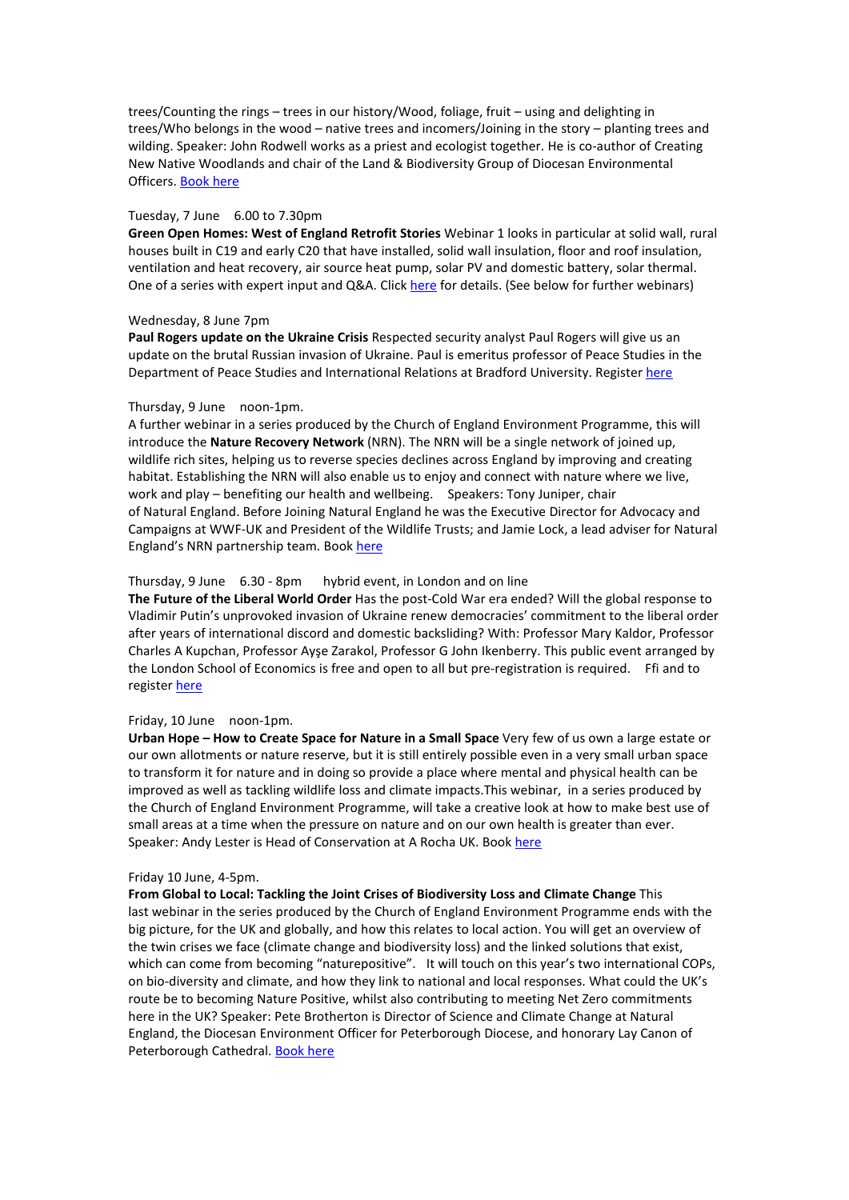trees/Counting the rings – trees in our history/Wood, foliage, fruit – using and delighting in trees/Who belongs in the wood – native trees and incomers/Joining in the story – planting trees and wilding. Speaker: John Rodwell works as a priest and ecologist together. He is co-author of Creating New Native Woodlands and chair of the Land & Biodiversity Group of Diocesan Environmental Officers. Book here

Tuesday, 7 June 6.00 to 7.30pm
**Green Open Homes: West of England Retrofit Stories** Webinar 1 looks in particular at solid wall, rural houses built in C19 and early C20 that have installed, solid wall insulation, floor and roof insulation, ventilation and heat recovery, air source heat pump, solar PV and domestic battery, solar thermal. One of a series with expert input and Q&A. Click here for details. (See below for further webinars)

Wednesday, 8 June 7pm
**Paul Rogers update on the Ukraine Crisis** Respected security analyst Paul Rogers will give us an update on the brutal Russian invasion of Ukraine. Paul is emeritus professor of Peace Studies in the Department of Peace Studies and International Relations at Bradford University. Register here

Thursday, 9 June noon-1pm.
A further webinar in a series produced by the Church of England Environment Programme, this will introduce the **Nature Recovery Network** (NRN). The NRN will be a single network of joined up, wildlife rich sites, helping us to reverse species declines across England by improving and creating habitat. Establishing the NRN will also enable us to enjoy and connect with nature where we live, work and play – benefiting our health and wellbeing. Speakers: Tony Juniper, chair of Natural England. Before Joining Natural England he was the Executive Director for Advocacy and Campaigns at WWF-UK and President of the Wildlife Trusts; and Jamie Lock, a lead adviser for Natural England's NRN partnership team. Book here

Thursday, 9 June 6.30 - 8pm hybrid event, in London and on line
**The Future of the Liberal World Order** Has the post-Cold War era ended? Will the global response to Vladimir Putin's unprovoked invasion of Ukraine renew democracies' commitment to the liberal order after years of international discord and domestic backsliding? With: Professor Mary Kaldor, Professor Charles A Kupchan, Professor Ayşe Zarakol, Professor G John Ikenberry. This public event arranged by the London School of Economics is free and open to all but pre-registration is required. Ffi and to register here

Friday, 10 June noon-1pm.
**Urban Hope – How to Create Space for Nature in a Small Space** Very few of us own a large estate or our own allotments or nature reserve, but it is still entirely possible even in a very small urban space to transform it for nature and in doing so provide a place where mental and physical health can be improved as well as tackling wildlife loss and climate impacts.This webinar, in a series produced by the Church of England Environment Programme, will take a creative look at how to make best use of small areas at a time when the pressure on nature and on our own health is greater than ever. Speaker: Andy Lester is Head of Conservation at A Rocha UK. Book here

Friday 10 June, 4-5pm.
**From Global to Local: Tackling the Joint Crises of Biodiversity Loss and Climate Change** This last webinar in the series produced by the Church of England Environment Programme ends with the big picture, for the UK and globally, and how this relates to local action. You will get an overview of the twin crises we face (climate change and biodiversity loss) and the linked solutions that exist, which can come from becoming "naturepositive". It will touch on this year's two international COPs, on bio-diversity and climate, and how they link to national and local responses. What could the UK's route be to becoming Nature Positive, whilst also contributing to meeting Net Zero commitments here in the UK? Speaker: Pete Brotherton is Director of Science and Climate Change at Natural England, the Diocesan Environment Officer for Peterborough Diocese, and honorary Lay Canon of Peterborough Cathedral. Book here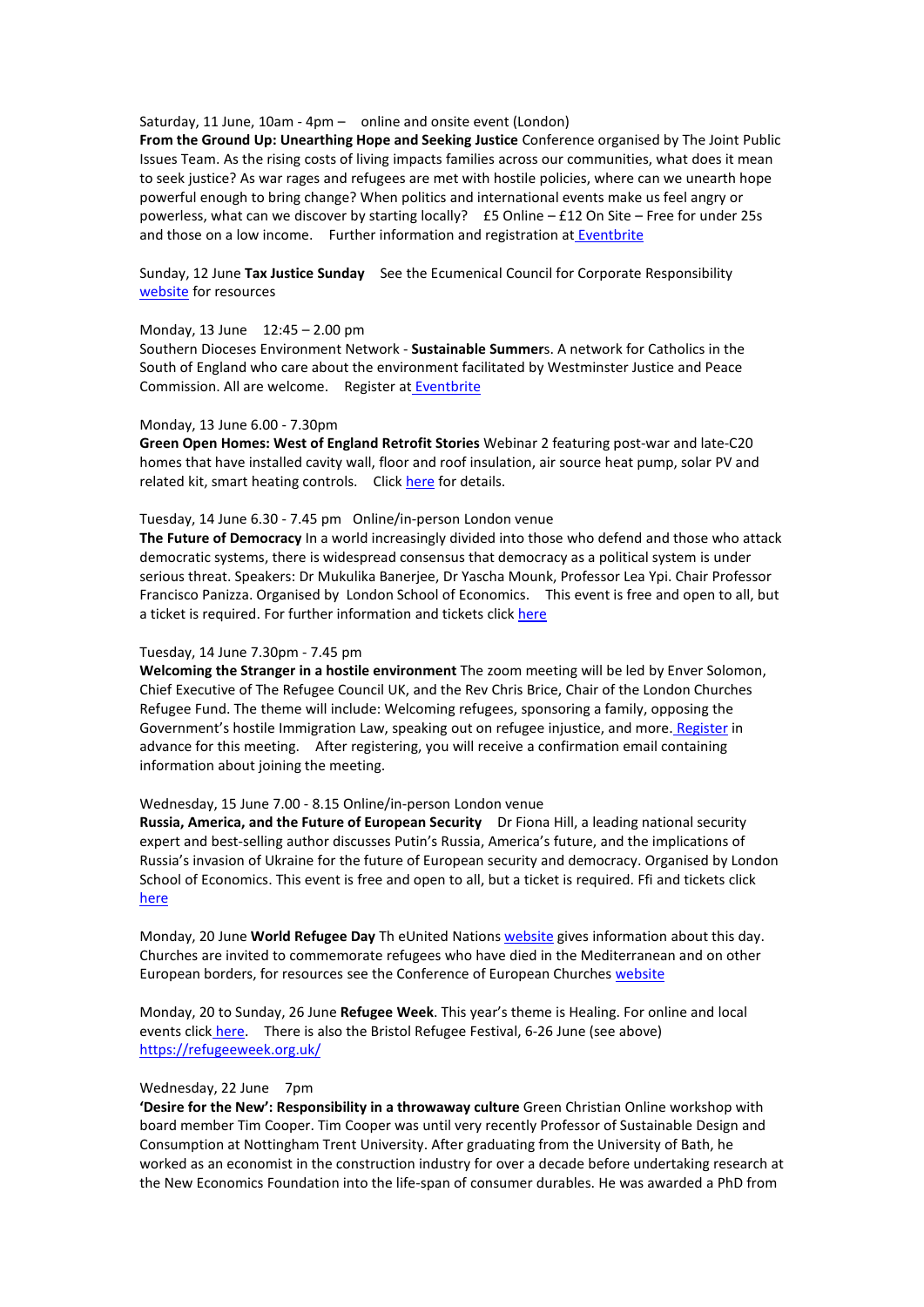Saturday, 11 June, 10am - 4pm – online and onsite event (London)
**From the Ground Up: Unearthing Hope and Seeking Justice** Conference organised by The Joint Public Issues Team. As the rising costs of living impacts families across our communities, what does it mean to seek justice? As war rages and refugees are met with hostile policies, where can we unearth hope powerful enough to bring change? When politics and international events make us feel angry or powerless, what can we discover by starting locally? £5 Online – £12 On Site – Free for under 25s and those on a low income. Further information and registration at Eventbrite

Sunday, 12 June **Tax Justice Sunday** See the Ecumenical Council for Corporate Responsibility website for resources

Monday, 13 June 12:45 – 2.00 pm
Southern Dioceses Environment Network - **Sustainable Summer**s. A network for Catholics in the South of England who care about the environment facilitated by Westminster Justice and Peace Commission. All are welcome. Register at Eventbrite

Monday, 13 June 6.00 - 7.30pm
**Green Open Homes: West of England Retrofit Stories** Webinar 2 featuring post-war and late-C20 homes that have installed cavity wall, floor and roof insulation, air source heat pump, solar PV and related kit, smart heating controls. Click here for details.

Tuesday, 14 June 6.30 - 7.45 pm Online/in-person London venue
**The Future of Democracy** In a world increasingly divided into those who defend and those who attack democratic systems, there is widespread consensus that democracy as a political system is under serious threat. Speakers: Dr Mukulika Banerjee, Dr Yascha Mounk, Professor Lea Ypi. Chair Professor Francisco Panizza. Organised by London School of Economics. This event is free and open to all, but a ticket is required. For further information and tickets click here

Tuesday, 14 June 7.30pm - 7.45 pm
**Welcoming the Stranger in a hostile environment** The zoom meeting will be led by Enver Solomon, Chief Executive of The Refugee Council UK, and the Rev Chris Brice, Chair of the London Churches Refugee Fund. The theme will include: Welcoming refugees, sponsoring a family, opposing the Government's hostile Immigration Law, speaking out on refugee injustice, and more. Register in advance for this meeting. After registering, you will receive a confirmation email containing information about joining the meeting.

Wednesday, 15 June 7.00 - 8.15 Online/in-person London venue
**Russia, America, and the Future of European Security** Dr Fiona Hill, a leading national security expert and best-selling author discusses Putin's Russia, America's future, and the implications of Russia's invasion of Ukraine for the future of European security and democracy. Organised by London School of Economics. This event is free and open to all, but a ticket is required. Ffi and tickets click here

Monday, 20 June **World Refugee Day** Th eUnited Nations website gives information about this day. Churches are invited to commemorate refugees who have died in the Mediterranean and on other European borders, for resources see the Conference of European Churches website

Monday, 20 to Sunday, 26 June **Refugee Week**. This year's theme is Healing. For online and local events click here. There is also the Bristol Refugee Festival, 6-26 June (see above)
https://refugeeweek.org.uk/

Wednesday, 22 June 7pm
**'Desire for the New': Responsibility in a throwaway culture** Green Christian Online workshop with board member Tim Cooper. Tim Cooper was until very recently Professor of Sustainable Design and Consumption at Nottingham Trent University. After graduating from the University of Bath, he worked as an economist in the construction industry for over a decade before undertaking research at the New Economics Foundation into the life-span of consumer durables. He was awarded a PhD from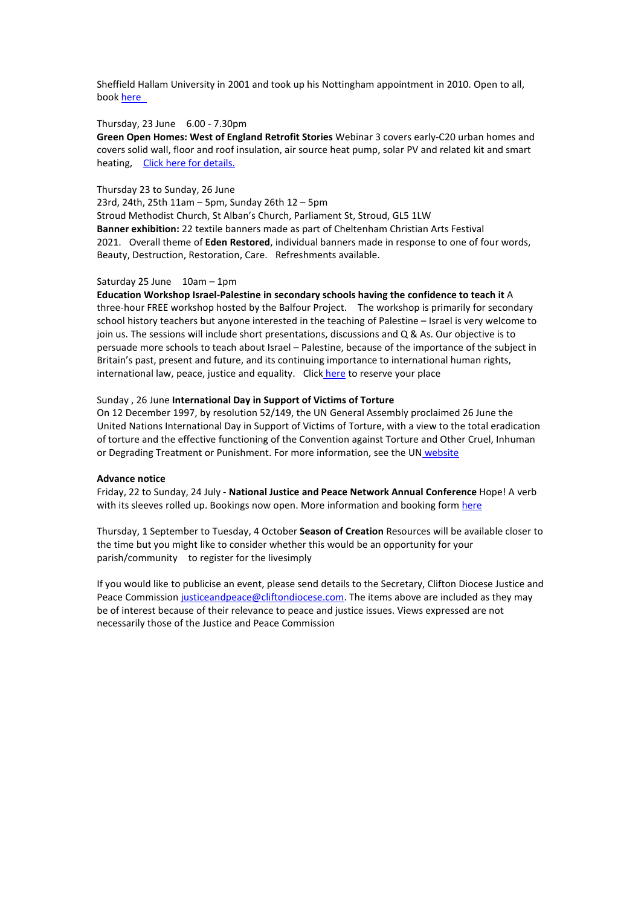Sheffield Hallam University in 2001 and took up his Nottingham appointment in 2010. Open to all, book here

Thursday, 23 June 6.00 - 7.30pm
**Green Open Homes: West of England Retrofit Stories** Webinar 3 covers early-C20 urban homes and covers solid wall, floor and roof insulation, air source heat pump, solar PV and related kit and smart heating, Click here for details.

Thursday 23 to Sunday, 26 June
23rd, 24th, 25th 11am – 5pm, Sunday 26th 12 – 5pm
Stroud Methodist Church, St Alban's Church, Parliament St, Stroud, GL5 1LW
**Banner exhibition:** 22 textile banners made as part of Cheltenham Christian Arts Festival 2021. Overall theme of **Eden Restored**, individual banners made in response to one of four words, Beauty, Destruction, Restoration, Care. Refreshments available.

Saturday 25 June 10am – 1pm
**Education Workshop Israel-Palestine in secondary schools having the confidence to teach it** A three-hour FREE workshop hosted by the Balfour Project. The workshop is primarily for secondary school history teachers but anyone interested in the teaching of Palestine – Israel is very welcome to join us. The sessions will include short presentations, discussions and Q & As. Our objective is to persuade more schools to teach about Israel – Palestine, because of the importance of the subject in Britain's past, present and future, and its continuing importance to international human rights, international law, peace, justice and equality. Click here to reserve your place

Sunday , 26 June **International Day in Support of Victims of Torture**
On 12 December 1997, by resolution 52/149, the UN General Assembly proclaimed 26 June the United Nations International Day in Support of Victims of Torture, with a view to the total eradication of torture and the effective functioning of the Convention against Torture and Other Cruel, Inhuman or Degrading Treatment or Punishment. For more information, see the UN website

**Advance notice**
Friday, 22 to Sunday, 24 July - **National Justice and Peace Network Annual Conference** Hope! A verb with its sleeves rolled up. Bookings now open. More information and booking form here

Thursday, 1 September to Tuesday, 4 October **Season of Creation** Resources will be available closer to the time but you might like to consider whether this would be an opportunity for your parish/community to register for the livesimply

If you would like to publicise an event, please send details to the Secretary, Clifton Diocese Justice and Peace Commission justiceandpeace@cliftondiocese.com. The items above are included as they may be of interest because of their relevance to peace and justice issues. Views expressed are not necessarily those of the Justice and Peace Commission